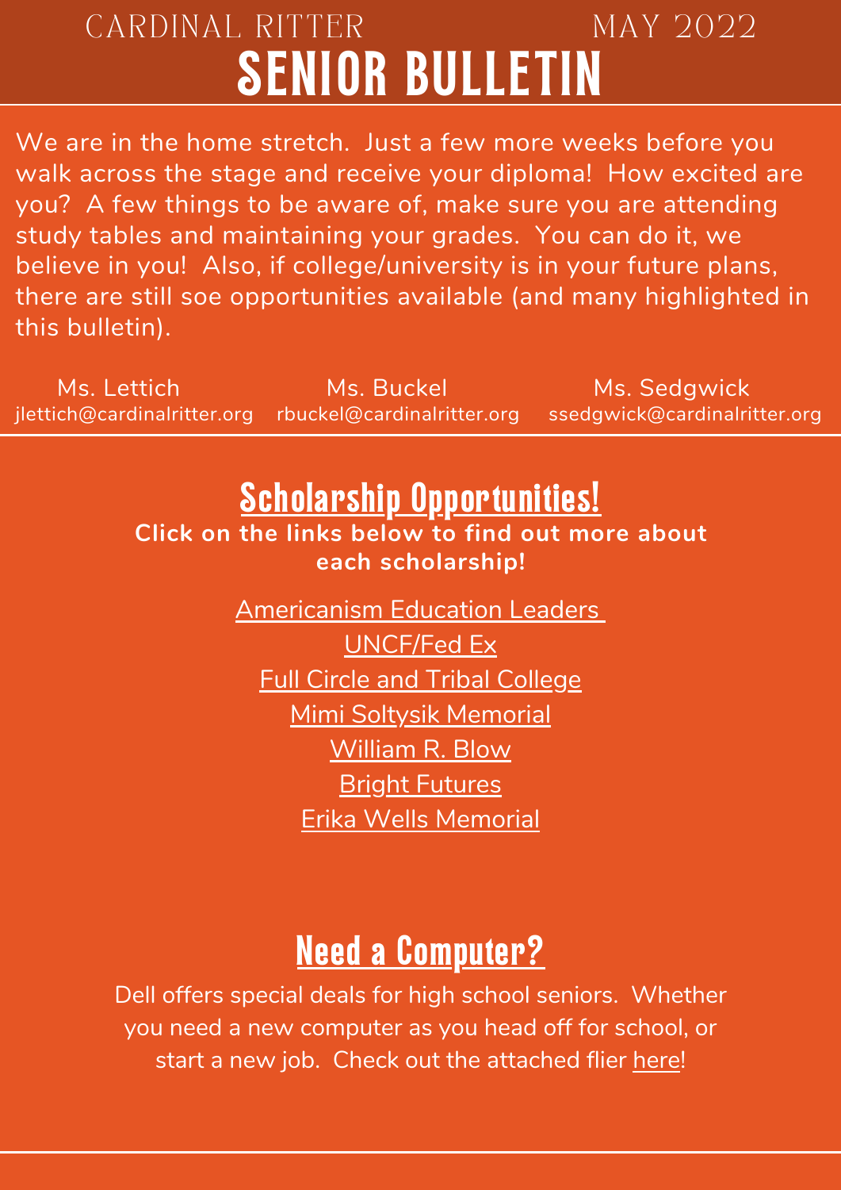CARDINAL RITTER MAY 2022

# SENIOR BULLETIN

We are in the home stretch. Just a few more weeks before you walk across the stage and receive your diploma! How excited are you? A few things to be aware of, make sure you are attending study tables and maintaining your grades. You can do it, we believe in you! Also, if college/university is in your future plans, there are still soe opportunities available (and many highlighted in this bulletin).

Ms. Lettich
jlettich@cardinalritter.org

Ms. Buckel
rbuckel@cardinalritter.org

Ms. Sedgwick
ssedgwick@cardinalritter.org

## Scholarship Opportunities!

**Click on the links below to find out more about each scholarship!**

Americanism Education Leaders

UNCF/Fed Ex

Full Circle and Tribal College

Mimi Soltysik Memorial

William R. Blow

Bright Futures

Erika Wells Memorial

## Need a Computer?

Dell offers special deals for high school seniors. Whether you need a new computer as you head off for school, or start a new job. Check out the attached flier here!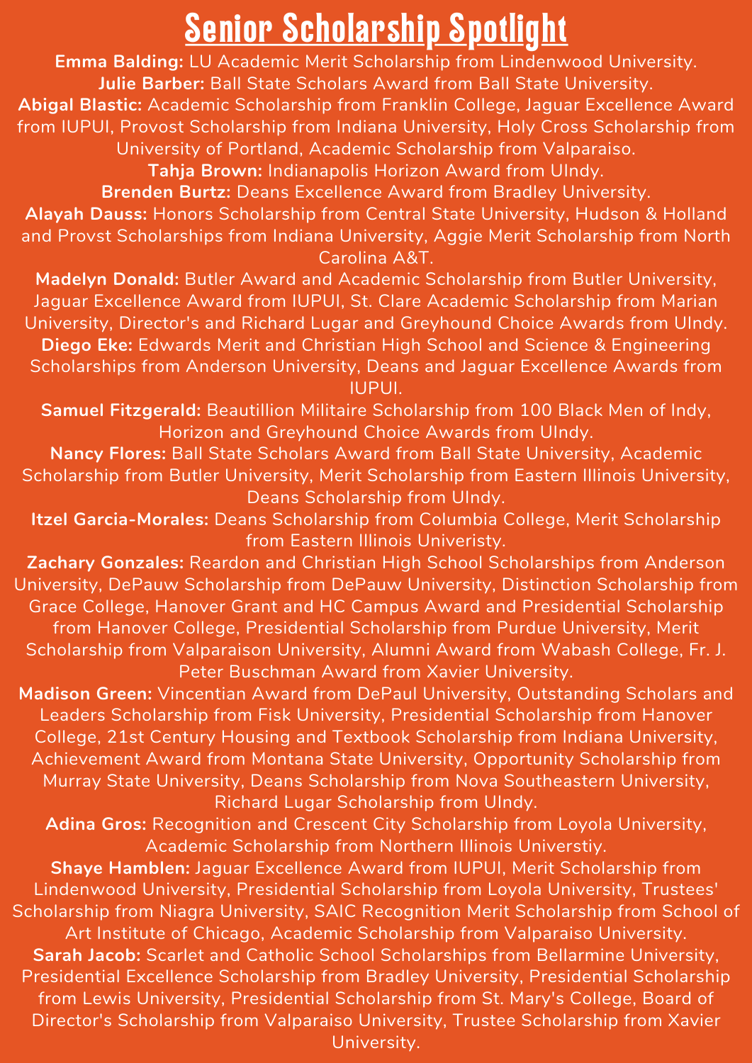# Senior Scholarship Spotlight

**Emma Balding:** LU Academic Merit Scholarship from Lindenwood University.

**Julie Barber:** Ball State Scholars Award from Ball State University.

**Abigal Blastic:** Academic Scholarship from Franklin College, Jaguar Excellence Award from IUPUI, Provost Scholarship from Indiana University, Holy Cross Scholarship from University of Portland, Academic Scholarship from Valparaiso.

**Tahja Brown:** Indianapolis Horizon Award from UIndy.

**Brenden Burtz:** Deans Excellence Award from Bradley University.

**Alayah Dauss:** Honors Scholarship from Central State University, Hudson & Holland and Provst Scholarships from Indiana University, Aggie Merit Scholarship from North Carolina A&T.

**Madelyn Donald:** Butler Award and Academic Scholarship from Butler University, Jaguar Excellence Award from IUPUI, St. Clare Academic Scholarship from Marian University, Director's and Richard Lugar and Greyhound Choice Awards from UIndy.

**Diego Eke:** Edwards Merit and Christian High School and Science & Engineering Scholarships from Anderson University, Deans and Jaguar Excellence Awards from IUPUI.

**Samuel Fitzgerald:** Beautillion Militaire Scholarship from 100 Black Men of Indy, Horizon and Greyhound Choice Awards from UIndy.

**Nancy Flores:** Ball State Scholars Award from Ball State University, Academic Scholarship from Butler University, Merit Scholarship from Eastern Illinois University, Deans Scholarship from UIndy.

**Itzel Garcia-Morales:** Deans Scholarship from Columbia College, Merit Scholarship from Eastern Illinois Univeristy.

**Zachary Gonzales:** Reardon and Christian High School Scholarships from Anderson University, DePauw Scholarship from DePauw University, Distinction Scholarship from Grace College, Hanover Grant and HC Campus Award and Presidential Scholarship from Hanover College, Presidential Scholarship from Purdue University, Merit Scholarship from Valparaison University, Alumni Award from Wabash College, Fr. J. Peter Buschman Award from Xavier University.

**Madison Green:** Vincentian Award from DePaul University, Outstanding Scholars and Leaders Scholarship from Fisk University, Presidential Scholarship from Hanover College, 21st Century Housing and Textbook Scholarship from Indiana University, Achievement Award from Montana State University, Opportunity Scholarship from Murray State University, Deans Scholarship from Nova Southeastern University, Richard Lugar Scholarship from UIndy.

**Adina Gros:** Recognition and Crescent City Scholarship from Loyola University, Academic Scholarship from Northern Illinois Universtiy.

**Shaye Hamblen:** Jaguar Excellence Award from IUPUI, Merit Scholarship from Lindenwood University, Presidential Scholarship from Loyola University, Trustees' Scholarship from Niagra University, SAIC Recognition Merit Scholarship from School of Art Institute of Chicago, Academic Scholarship from Valparaiso University.

**Sarah Jacob:** Scarlet and Catholic School Scholarships from Bellarmine University, Presidential Excellence Scholarship from Bradley University, Presidential Scholarship from Lewis University, Presidential Scholarship from St. Mary's College, Board of Director's Scholarship from Valparaiso University, Trustee Scholarship from Xavier University.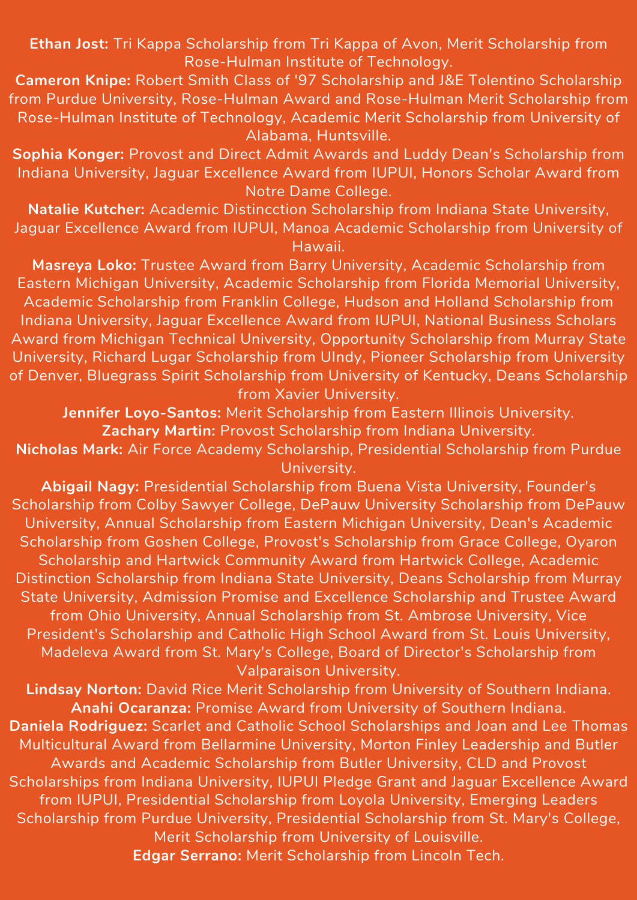**Ethan Jost:** Tri Kappa Scholarship from Tri Kappa of Avon, Merit Scholarship from Rose-Hulman Institute of Technology.

**Cameron Knipe:** Robert Smith Class of '97 Scholarship and J&E Tolentino Scholarship from Purdue University, Rose-Hulman Award and Rose-Hulman Merit Scholarship from Rose-Hulman Institute of Technology, Academic Merit Scholarship from University of Alabama, Huntsville.

**Sophia Konger:** Provost and Direct Admit Awards and Luddy Dean's Scholarship from Indiana University, Jaguar Excellence Award from IUPUI, Honors Scholar Award from Notre Dame College.

**Natalie Kutcher:** Academic Distincction Scholarship from Indiana State University, Jaguar Excellence Award from IUPUI, Manoa Academic Scholarship from University of Hawaii.

**Masreya Loko:** Trustee Award from Barry University, Academic Scholarship from Eastern Michigan University, Academic Scholarship from Florida Memorial University, Academic Scholarship from Franklin College, Hudson and Holland Scholarship from Indiana University, Jaguar Excellence Award from IUPUI, National Business Scholars Award from Michigan Technical University, Opportunity Scholarship from Murray State University, Richard Lugar Scholarship from UIndy, Pioneer Scholarship from University of Denver, Bluegrass Spirit Scholarship from University of Kentucky, Deans Scholarship from Xavier University.

**Jennifer Loyo-Santos:** Merit Scholarship from Eastern Illinois University.

**Zachary Martin:** Provost Scholarship from Indiana University.

**Nicholas Mark:** Air Force Academy Scholarship, Presidential Scholarship from Purdue University.

**Abigail Nagy:** Presidential Scholarship from Buena Vista University, Founder's Scholarship from Colby Sawyer College, DePauw University Scholarship from DePauw University, Annual Scholarship from Eastern Michigan University, Dean's Academic Scholarship from Goshen College, Provost's Scholarship from Grace College, Oyaron Scholarship and Hartwick Community Award from Hartwick College, Academic Distinction Scholarship from Indiana State University, Deans Scholarship from Murray State University, Admission Promise and Excellence Scholarship and Trustee Award from Ohio University, Annual Scholarship from St. Ambrose University, Vice President's Scholarship and Catholic High School Award from St. Louis University, Madeleva Award from St. Mary's College, Board of Director's Scholarship from Valparaison University.

**Lindsay Norton:** David Rice Merit Scholarship from University of Southern Indiana.

**Anahi Ocaranza:** Promise Award from University of Southern Indiana.

**Daniela Rodriguez:** Scarlet and Catholic School Scholarships and Joan and Lee Thomas Multicultural Award from Bellarmine University, Morton Finley Leadership and Butler Awards and Academic Scholarship from Butler University, CLD and Provost Scholarships from Indiana University, IUPUI Pledge Grant and Jaguar Excellence Award from IUPUI, Presidential Scholarship from Loyola University, Emerging Leaders Scholarship from Purdue University, Presidential Scholarship from St. Mary's College, Merit Scholarship from University of Louisville.

**Edgar Serrano:** Merit Scholarship from Lincoln Tech.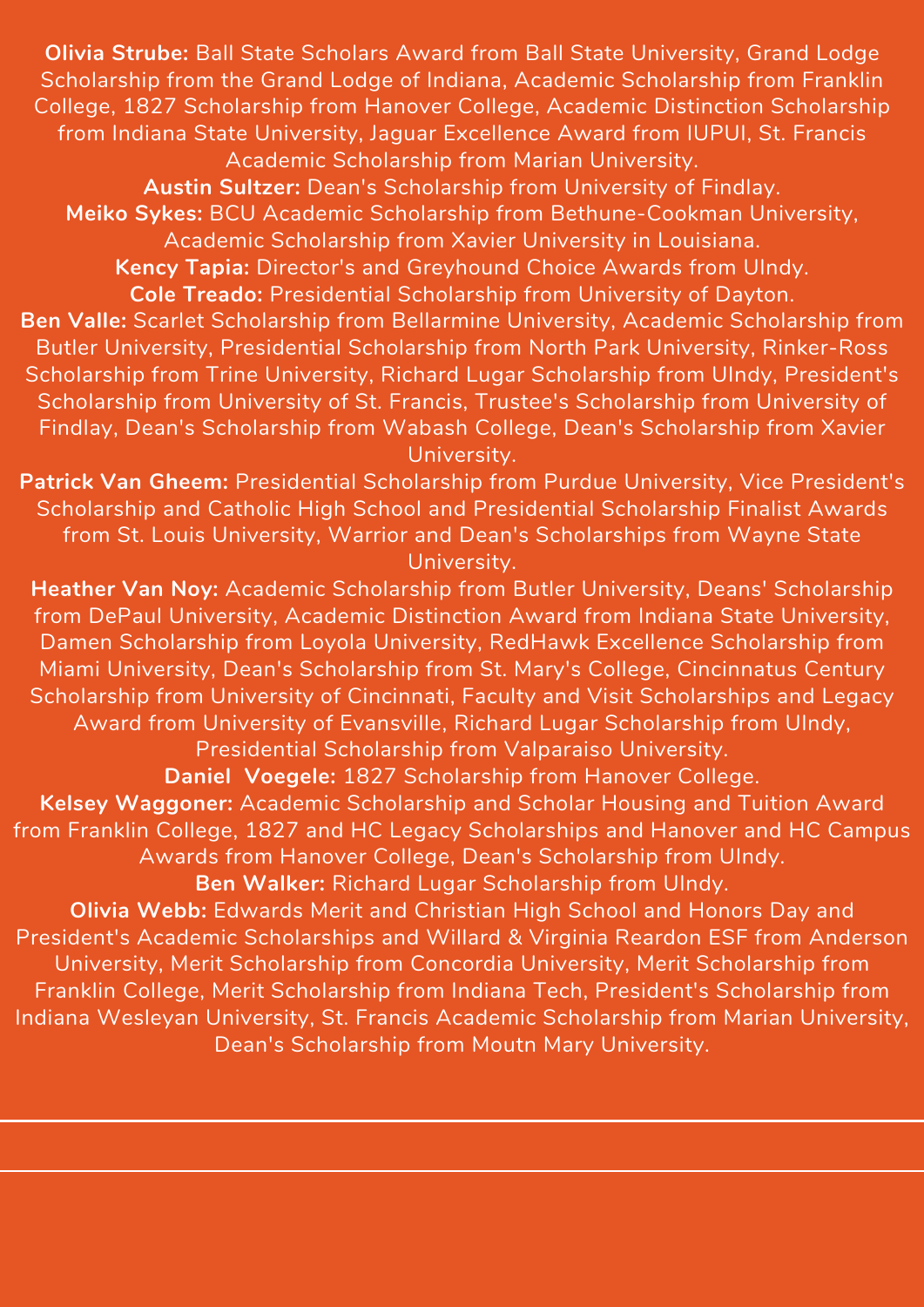**Olivia Strube:** Ball State Scholars Award from Ball State University, Grand Lodge Scholarship from the Grand Lodge of Indiana, Academic Scholarship from Franklin College, 1827 Scholarship from Hanover College, Academic Distinction Scholarship from Indiana State University, Jaguar Excellence Award from IUPUI, St. Francis Academic Scholarship from Marian University.

**Austin Sultzer:** Dean's Scholarship from University of Findlay.

**Meiko Sykes:** BCU Academic Scholarship from Bethune-Cookman University, Academic Scholarship from Xavier University in Louisiana.

**Kency Tapia:** Director's and Greyhound Choice Awards from UIndy.

**Cole Treado:** Presidential Scholarship from University of Dayton.

**Ben Valle:** Scarlet Scholarship from Bellarmine University, Academic Scholarship from Butler University, Presidential Scholarship from North Park University, Rinker-Ross Scholarship from Trine University, Richard Lugar Scholarship from UIndy, President's Scholarship from University of St. Francis, Trustee's Scholarship from University of Findlay, Dean's Scholarship from Wabash College, Dean's Scholarship from Xavier University.

**Patrick Van Gheem:** Presidential Scholarship from Purdue University, Vice President's Scholarship and Catholic High School and Presidential Scholarship Finalist Awards from St. Louis University, Warrior and Dean's Scholarships from Wayne State University.

**Heather Van Noy:** Academic Scholarship from Butler University, Deans' Scholarship from DePaul University, Academic Distinction Award from Indiana State University, Damen Scholarship from Loyola University, RedHawk Excellence Scholarship from Miami University, Dean's Scholarship from St. Mary's College, Cincinnatus Century Scholarship from University of Cincinnati, Faculty and Visit Scholarships and Legacy Award from University of Evansville, Richard Lugar Scholarship from UIndy, Presidential Scholarship from Valparaiso University.

**Daniel Voegele:** 1827 Scholarship from Hanover College.

**Kelsey Waggoner:** Academic Scholarship and Scholar Housing and Tuition Award from Franklin College, 1827 and HC Legacy Scholarships and Hanover and HC Campus Awards from Hanover College, Dean's Scholarship from UIndy.

**Ben Walker:** Richard Lugar Scholarship from UIndy.

**Olivia Webb:** Edwards Merit and Christian High School and Honors Day and President's Academic Scholarships and Willard & Virginia Reardon ESF from Anderson University, Merit Scholarship from Concordia University, Merit Scholarship from Franklin College, Merit Scholarship from Indiana Tech, President's Scholarship from Indiana Wesleyan University, St. Francis Academic Scholarship from Marian University, Dean's Scholarship from Moutn Mary University.